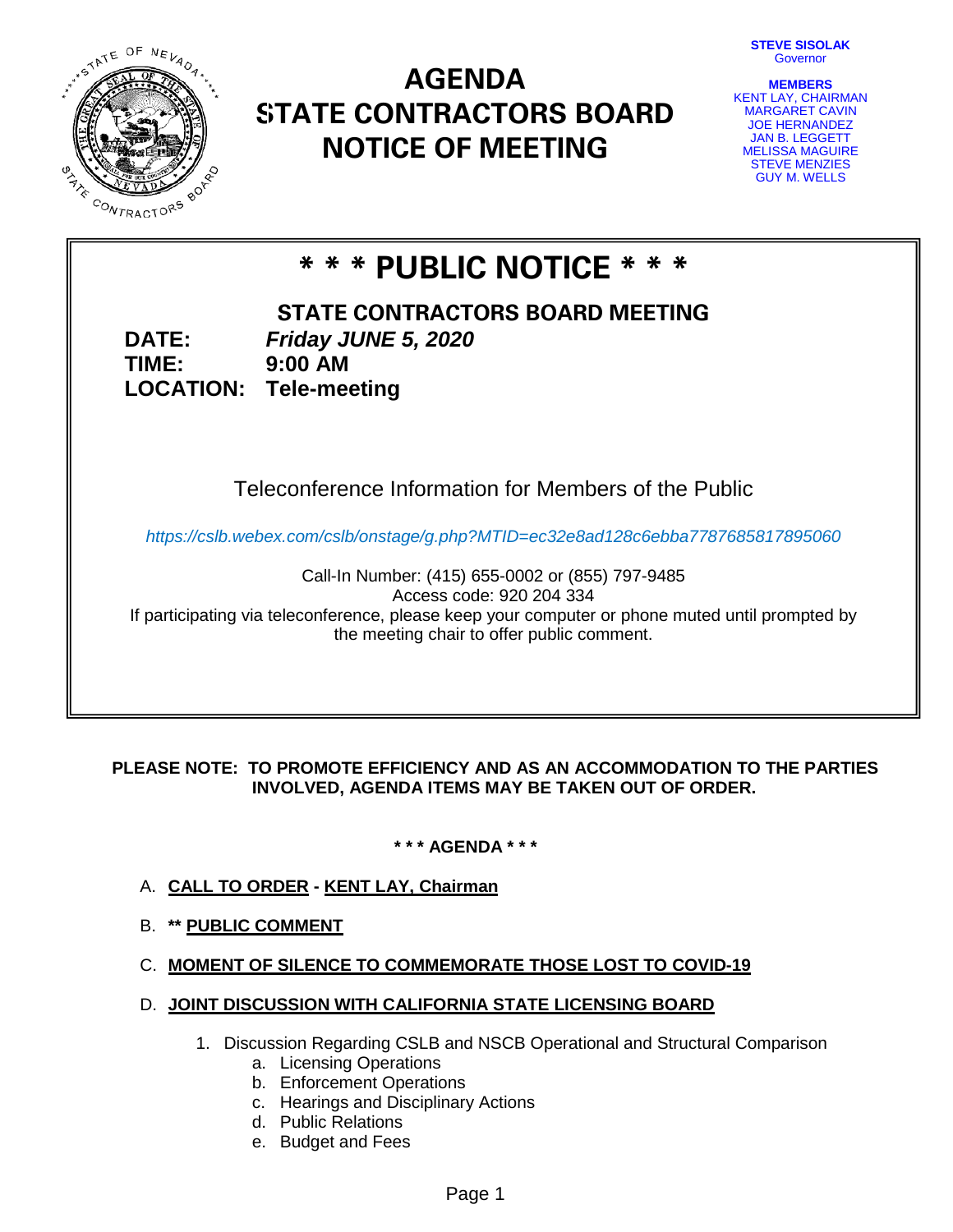# AGENDA
# STATE CONTRACTORS BOARD
# NOTICE OF MEETING

**STEVE SISOLAK**
Governor

**MEMBERS**
KENT LAY, CHAIRMAN
MARGARET CAVIN
JOE HERNANDEZ
JAN B. LEGGETT
MELISSA MAGUIRE
STEVE MENZIES
GUY M. WELLS

## * * * PUBLIC NOTICE * * *

### STATE CONTRACTORS BOARD MEETING

**DATE:** ***Friday JUNE 5, 2020***
**TIME:** **9:00 AM**
**LOCATION:** **Tele-meeting**

Teleconference Information for Members of the Public

*https://cslb.webex.com/cslb/onstage/g.php?MTID=ec32e8ad128c6ebba7787685817895060*

Call-In Number: (415) 655-0002 or (855) 797-9485
Access code: 920 204 334
If participating via teleconference, please keep your computer or phone muted until prompted by the meeting chair to offer public comment.

**PLEASE NOTE: TO PROMOTE EFFICIENCY AND AS AN ACCOMMODATION TO THE PARTIES INVOLVED, AGENDA ITEMS MAY BE TAKEN OUT OF ORDER.**

**\* \* \* AGENDA \* \* \***

A. **CALL TO ORDER - KENT LAY, Chairman**

B. **\*\* PUBLIC COMMENT**

C. **MOMENT OF SILENCE TO COMMEMORATE THOSE LOST TO COVID-19**

D. **JOINT DISCUSSION WITH CALIFORNIA STATE LICENSING BOARD**

1. Discussion Regarding CSLB and NSCB Operational and Structural Comparison
    a. Licensing Operations
    b. Enforcement Operations
    c. Hearings and Disciplinary Actions
    d. Public Relations
    e. Budget and Fees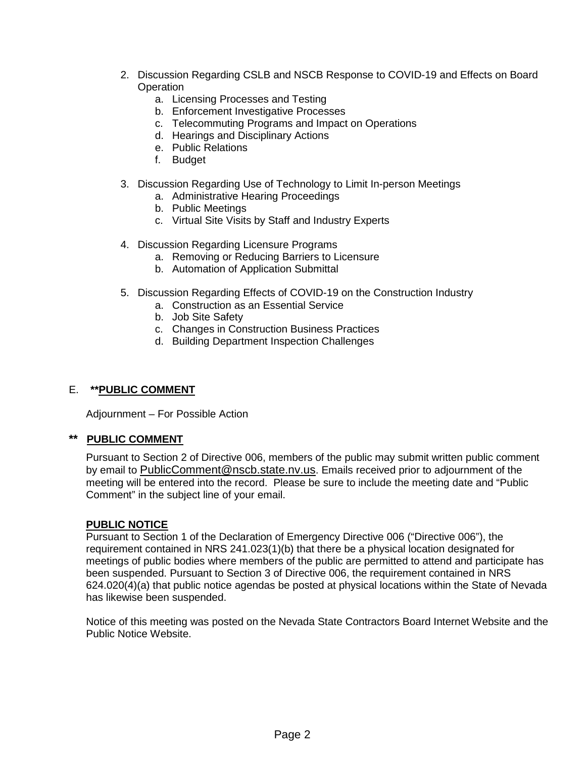2. Discussion Regarding CSLB and NSCB Response to COVID-19 and Effects on Board Operation
    a. Licensing Processes and Testing
    b. Enforcement Investigative Processes
    c. Telecommuting Programs and Impact on Operations
    d. Hearings and Disciplinary Actions
    e. Public Relations
    f. Budget

3. Discussion Regarding Use of Technology to Limit In-person Meetings
    a. Administrative Hearing Proceedings
    b. Public Meetings
    c. Virtual Site Visits by Staff and Industry Experts

4. Discussion Regarding Licensure Programs
    a. Removing or Reducing Barriers to Licensure
    b. Automation of Application Submittal

5. Discussion Regarding Effects of COVID-19 on the Construction Industry
    a. Construction as an Essential Service
    b. Job Site Safety
    c. Changes in Construction Business Practices
    d. Building Department Inspection Challenges

E. **\*\*PUBLIC COMMENT**

Adjournment – For Possible Action

**\*\* PUBLIC COMMENT**

Pursuant to Section 2 of Directive 006, members of the public may submit written public comment by email to PublicComment@nscb.state.nv.us. Emails received prior to adjournment of the meeting will be entered into the record. Please be sure to include the meeting date and "Public Comment" in the subject line of your email.

**PUBLIC NOTICE**

Pursuant to Section 1 of the Declaration of Emergency Directive 006 ("Directive 006"), the requirement contained in NRS 241.023(1)(b) that there be a physical location designated for meetings of public bodies where members of the public are permitted to attend and participate has been suspended. Pursuant to Section 3 of Directive 006, the requirement contained in NRS 624.020(4)(a) that public notice agendas be posted at physical locations within the State of Nevada has likewise been suspended.

Notice of this meeting was posted on the Nevada State Contractors Board Internet Website and the Public Notice Website.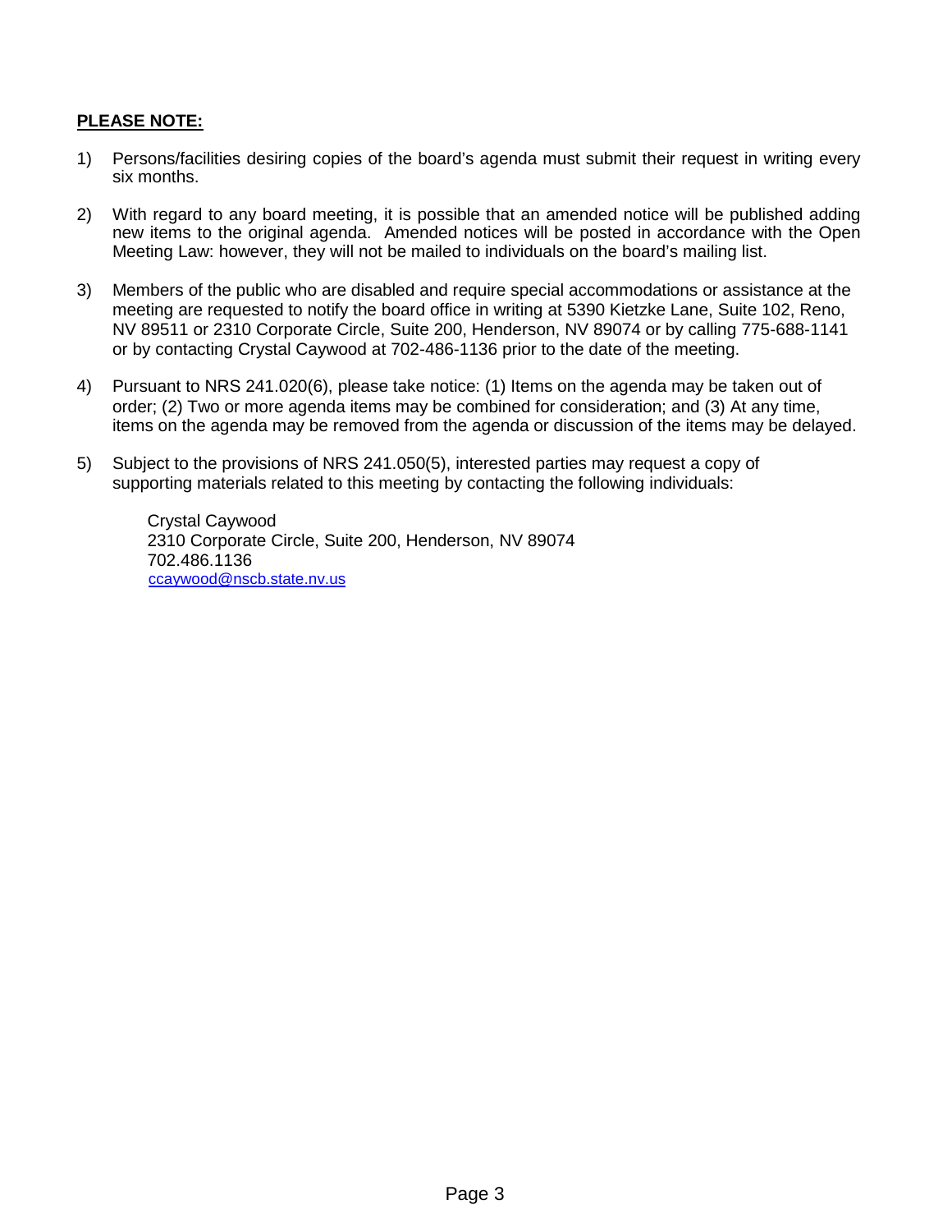**PLEASE NOTE:**

1) Persons/facilities desiring copies of the board's agenda must submit their request in writing every six months.

2) With regard to any board meeting, it is possible that an amended notice will be published adding new items to the original agenda. Amended notices will be posted in accordance with the Open Meeting Law: however, they will not be mailed to individuals on the board's mailing list.

3) Members of the public who are disabled and require special accommodations or assistance at the meeting are requested to notify the board office in writing at 5390 Kietzke Lane, Suite 102, Reno, NV 89511 or 2310 Corporate Circle, Suite 200, Henderson, NV 89074 or by calling 775-688-1141 or by contacting Crystal Caywood at 702-486-1136 prior to the date of the meeting.

4) Pursuant to NRS 241.020(6), please take notice: (1) Items on the agenda may be taken out of order; (2) Two or more agenda items may be combined for consideration; and (3) At any time, items on the agenda may be removed from the agenda or discussion of the items may be delayed.

5) Subject to the provisions of NRS 241.050(5), interested parties may request a copy of supporting materials related to this meeting by contacting the following individuals:

   Crystal Caywood
   2310 Corporate Circle, Suite 200, Henderson, NV 89074
   702.486.1136
   ccaywood@nscb.state.nv.us